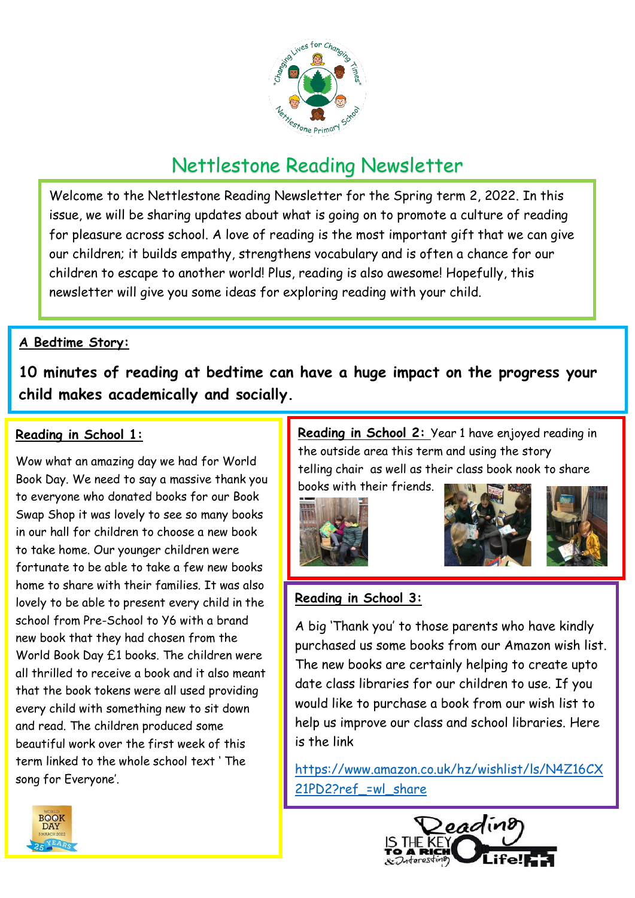# Nettlestone Reading Newsletter

Welcome to the Nettlestone Reading Newsletter for the Spring term 2, 2022. In this issue, we will be sharing updates about what is going on to promote a culture of reading for pleasure across school. A love of reading is the most important gift that we can give our children; it builds empathy, strengthens vocabulary and is often a chance for our children to escape to another world! Plus, reading is also awesome! Hopefully, this newsletter will give you some ideas for exploring reading with your child.

## A Bedtime Story:

**10 minutes of reading at bedtime can have a huge impact on the progress your child makes academically and socially.**

## Reading in School 1:

Wow what an amazing day we had for World Book Day. We need to say a massive thank you to everyone who donated books for our Book Swap Shop it was lovely to see so many books in our hall for children to choose a new book to take home. Our younger children were fortunate to be able to take a few new books home to share with their families. It was also lovely to be able to present every child in the school from Pre-School to Y6 with a brand new book that they had chosen from the World Book Day £1 books. The children were all thrilled to receive a book and it also meant that the book tokens were all used providing every child with something new to sit down and read. The children produced some beautiful work over the first week of this term linked to the whole school text ' The song for Everyone'.

## Reading in School 2:

Year 1 have enjoyed reading in the outside area this term and using the story telling chair as well as their class book nook to share books with their friends.

## Reading in School 3:

A big 'Thank you' to those parents who have kindly purchased us some books from our Amazon wish list. The new books are certainly helping to create upto date class libraries for our children to use. If you would like to purchase a book from our wish list to help us improve our class and school libraries. Here is the link

https://www.amazon.co.uk/hz/wishlist/ls/N4Z16CX21PD2?ref_=wl_share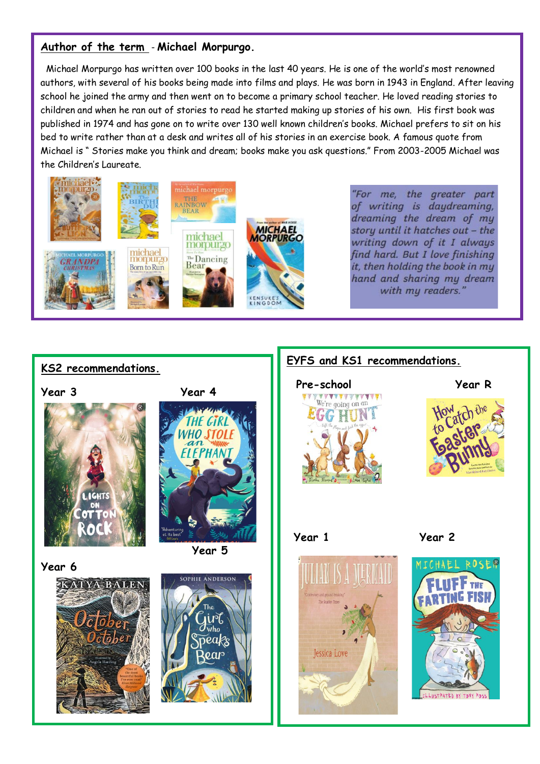## Author of the term - Michael Morpurgo.

Michael Morpurgo has written over 100 books in the last 40 years. He is one of the world's most renowned authors, with several of his books being made into films and plays. He was born in 1943 in England. After leaving school he joined the army and then went on to become a primary school teacher. He loved reading stories to children and when he ran out of stories to read he started making up stories of his own. His first book was published in 1974 and has gone on to write over 130 well known children's books. Michael prefers to sit on his bed to write rather than at a desk and writes all of his stories in an exercise book. A famous quote from Michael is " Stories make you think and dream; books make you ask questions." From 2003-2005 Michael was the Children's Laureate.

*"For me, the greater part of writing is daydreaming, dreaming the dream of my story until it hatches out – the writing down of it I always find hard. But I love finishing it, then holding the book in my hand and sharing my dream with my readers."*

## KS2 recommendations.

**Year 3**

**Year 4**

**Year 5**

**Year 6**

## EYFS and KS1 recommendations.

**Pre-school**

**Year R**

**Year 1**

**Year 2**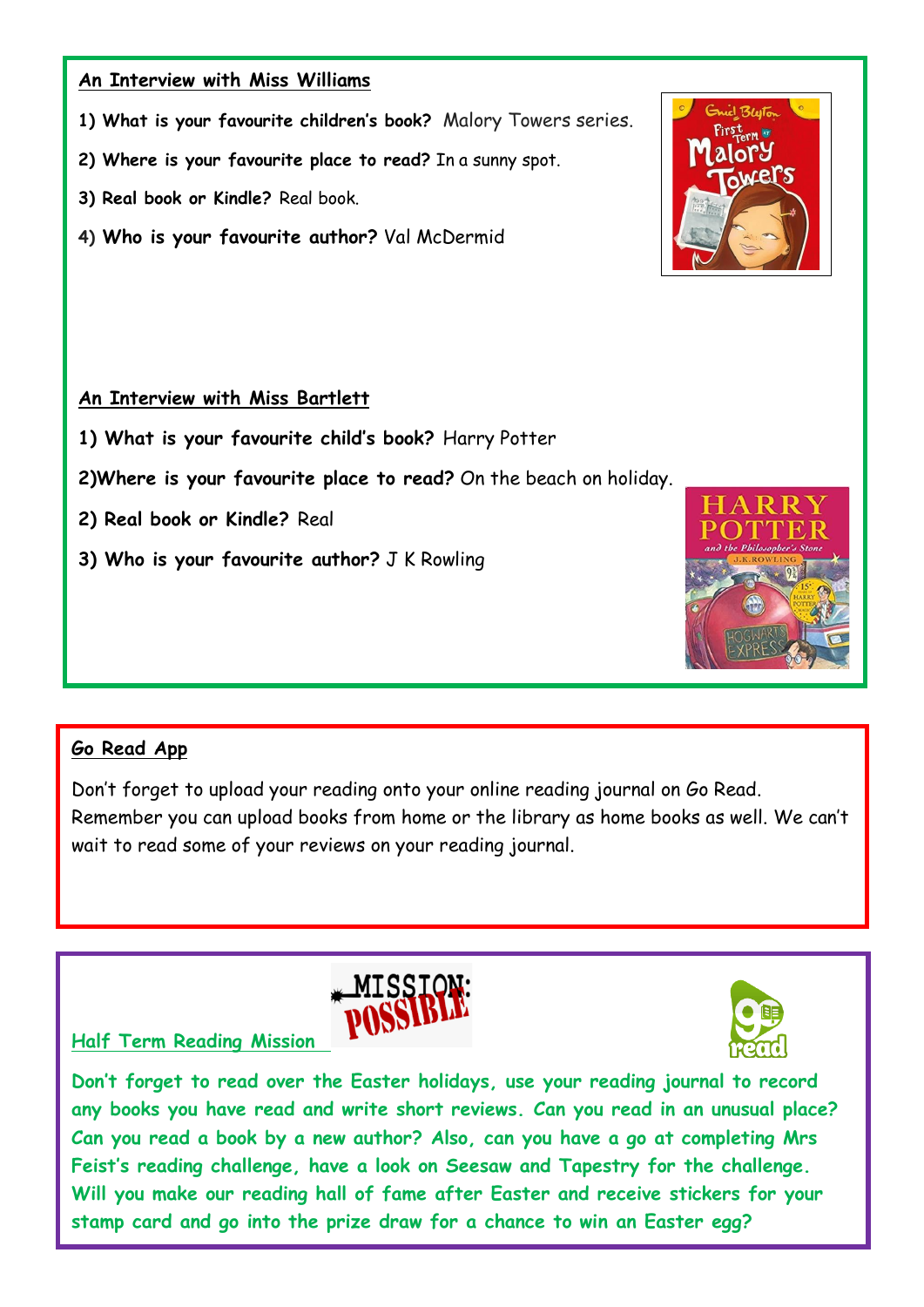## An Interview with Miss Williams

**1) What is your favourite children's book?** Malory Towers series.

**2) Where is your favourite place to read?** In a sunny spot.

**3) Real book or Kindle?** Real book.

**4) Who is your favourite author?** Val McDermid

## An Interview with Miss Bartlett

**1) What is your favourite child's book?** Harry Potter

**2)Where is your favourite place to read?** On the beach on holiday.

**2) Real book or Kindle?** Real

**3) Who is your favourite author?** J K Rowling

## Go Read App

Don't forget to upload your reading onto your online reading journal on Go Read. Remember you can upload books from home or the library as home books as well. We can't wait to read some of your reviews on your reading journal.

## Half Term Reading Mission

**Don't forget to read over the Easter holidays, use your reading journal to record any books you have read and write short reviews. Can you read in an unusual place? Can you read a book by a new author? Also, can you have a go at completing Mrs Feist's reading challenge, have a look on Seesaw and Tapestry for the challenge. Will you make our reading hall of fame after Easter and receive stickers for your stamp card and go into the prize draw for a chance to win an Easter egg?**